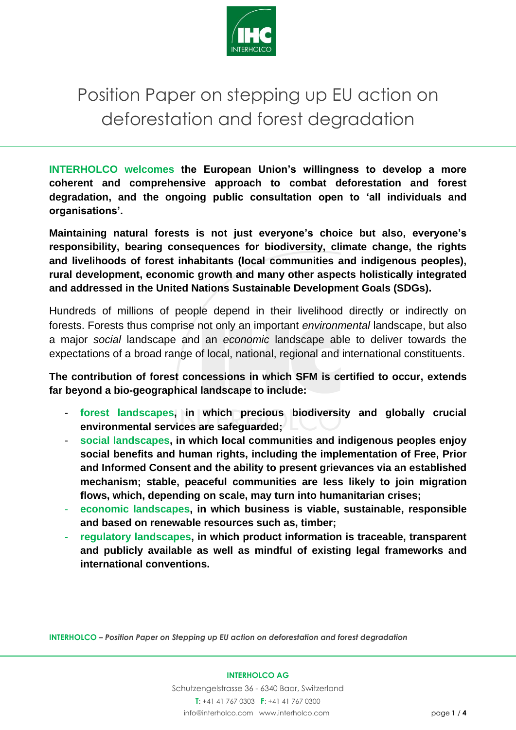# Position Paper on stepping up EU action on deforestation and forest degradation

**INTERHOLCO welcomes the European Union's willingness to develop a more coherent and comprehensive approach to combat deforestation and forest degradation, and the ongoing public consultation open to 'all individuals and organisations'.**

**Maintaining natural forests is not just everyone's choice but also, everyone's responsibility, bearing consequences for biodiversity, climate change, the rights and livelihoods of forest inhabitants (local communities and indigenous peoples), rural development, economic growth and many other aspects holistically integrated and addressed in the United Nations Sustainable Development Goals (SDGs).**

Hundreds of millions of people depend in their livelihood directly or indirectly on forests. Forests thus comprise not only an important *environmental* landscape, but also a major *social* landscape and an *economic* landscape able to deliver towards the expectations of a broad range of local, national, regional and international constituents.

**The contribution of forest concessions in which SFM is certified to occur, extends far beyond a bio-geographical landscape to include:**

- **forest landscapes, in which precious biodiversity and globally crucial environmental services are safeguarded;**
- **social landscapes, in which local communities and indigenous peoples enjoy social benefits and human rights, including the implementation of Free, Prior and Informed Consent and the ability to present grievances via an established mechanism; stable, peaceful communities are less likely to join migration flows, which, depending on scale, may turn into humanitarian crises;**
- **economic landscapes, in which business is viable, sustainable, responsible and based on renewable resources such as, timber;**
- **regulatory landscapes, in which product information is traceable, transparent and publicly available as well as mindful of existing legal frameworks and international conventions.**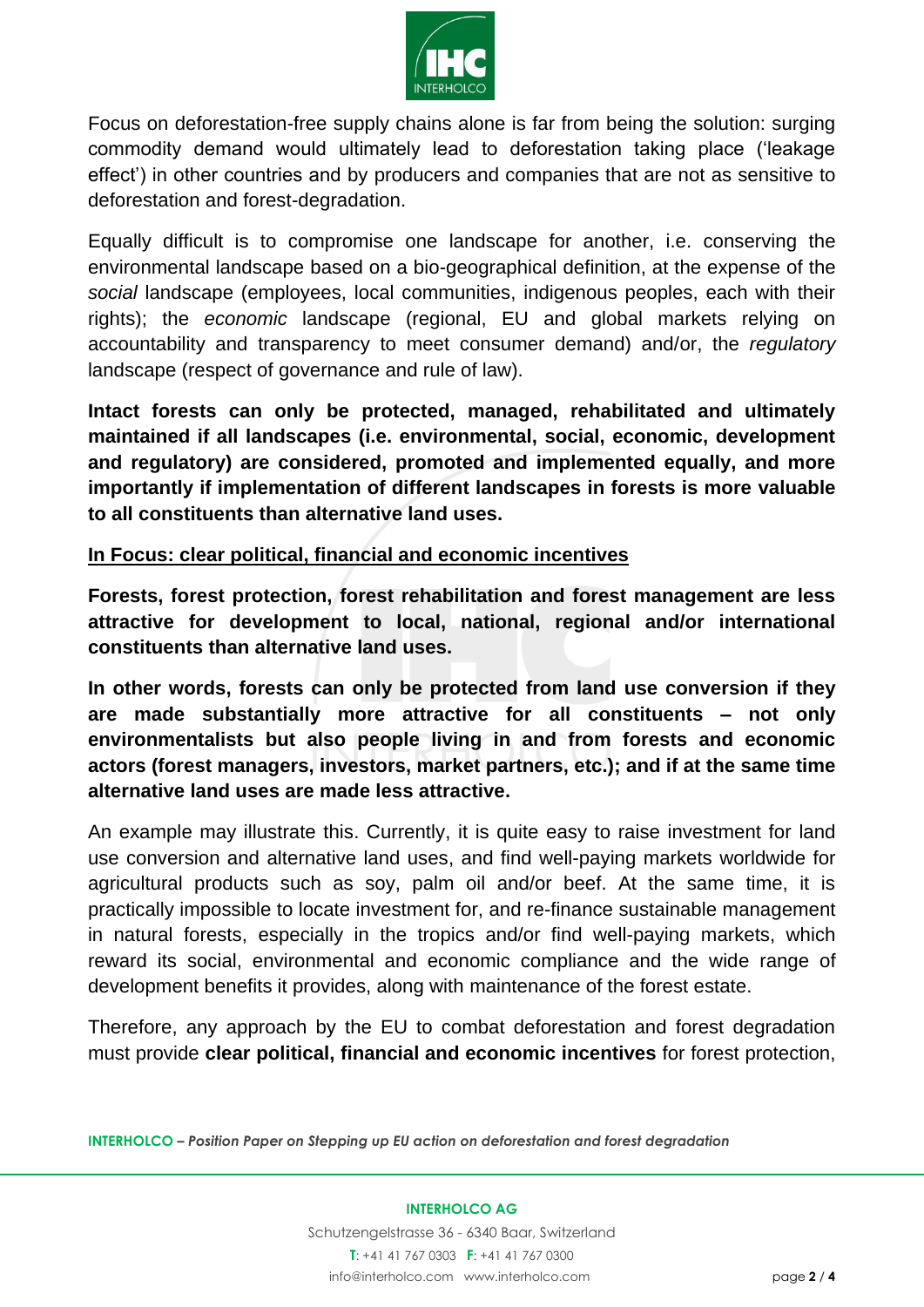Focus on deforestation-free supply chains alone is far from being the solution: surging commodity demand would ultimately lead to deforestation taking place ('leakage effect') in other countries and by producers and companies that are not as sensitive to deforestation and forest-degradation.

Equally difficult is to compromise one landscape for another, i.e. conserving the environmental landscape based on a bio-geographical definition, at the expense of the *social* landscape (employees, local communities, indigenous peoples, each with their rights); the *economic* landscape (regional, EU and global markets relying on accountability and transparency to meet consumer demand) and/or, the *regulatory* landscape (respect of governance and rule of law).

**Intact forests can only be protected, managed, rehabilitated and ultimately maintained if all landscapes (i.e. environmental, social, economic, development and regulatory) are considered, promoted and implemented equally, and more importantly if implementation of different landscapes in forests is more valuable to all constituents than alternative land uses.**

**<u>In Focus: clear political, financial and economic incentives</u>**

**Forests, forest protection, forest rehabilitation and forest management are less attractive for development to local, national, regional and/or international constituents than alternative land uses.**

**In other words, forests can only be protected from land use conversion if they are made substantially more attractive for all constituents – not only environmentalists but also people living in and from forests and economic actors (forest managers, investors, market partners, etc.); and if at the same time alternative land uses are made less attractive.**

An example may illustrate this. Currently, it is quite easy to raise investment for land use conversion and alternative land uses, and find well-paying markets worldwide for agricultural products such as soy, palm oil and/or beef. At the same time, it is practically impossible to locate investment for, and re-finance sustainable management in natural forests, especially in the tropics and/or find well-paying markets, which reward its social, environmental and economic compliance and the wide range of development benefits it provides, along with maintenance of the forest estate.

Therefore, any approach by the EU to combat deforestation and forest degradation must provide **clear political, financial and economic incentives** for forest protection,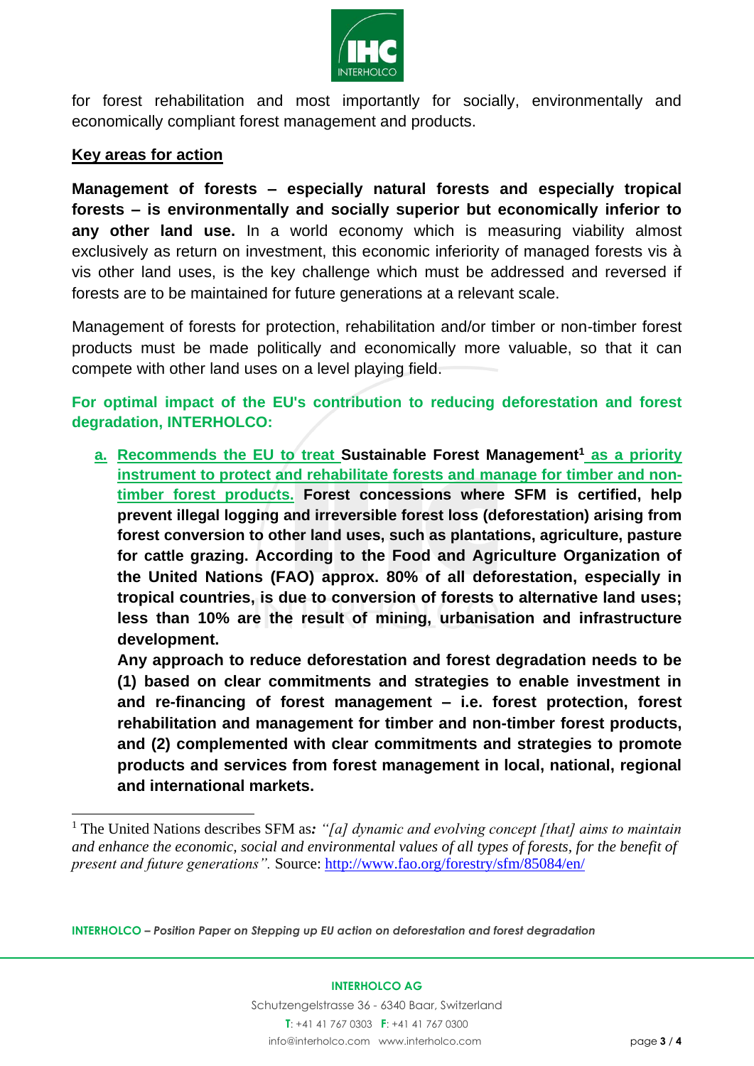for forest rehabilitation and most importantly for socially, environmentally and economically compliant forest management and products.

## Key areas for action

**Management of forests – especially natural forests and especially tropical forests – is environmentally and socially superior but economically inferior to any other land use.** In a world economy which is measuring viability almost exclusively as return on investment, this economic inferiority of managed forests vis à vis other land uses, is the key challenge which must be addressed and reversed if forests are to be maintained for future generations at a relevant scale.

Management of forests for protection, rehabilitation and/or timber or non-timber forest products must be made politically and economically more valuable, so that it can compete with other land uses on a level playing field.

**For optimal impact of the EU's contribution to reducing deforestation and forest degradation, INTERHOLCO:**

a. **Recommends the EU to treat Sustainable Forest Management[1] as a priority instrument to protect and rehabilitate forests and manage for timber and non-timber forest products. Forest concessions where SFM is certified, help prevent illegal logging and irreversible forest loss (deforestation) arising from forest conversion to other land uses, such as plantations, agriculture, pasture for cattle grazing. According to the Food and Agriculture Organization of the United Nations (FAO) approx. 80% of all deforestation, especially in tropical countries, is due to conversion of forests to alternative land uses; less than 10% are the result of mining, urbanisation and infrastructure development.**

   **Any approach to reduce deforestation and forest degradation needs to be (1) based on clear commitments and strategies to enable investment in and re-financing of forest management – i.e. forest protection, forest rehabilitation and management for timber and non-timber forest products, and (2) complemented with clear commitments and strategies to promote products and services from forest management in local, national, regional and international markets.**

---

[1] The United Nations describes SFM as*: "[a] dynamic and evolving concept [that] aims to maintain and enhance the economic, social and environmental values of all types of forests, for the benefit of present and future generations".* Source: http://www.fao.org/forestry/sfm/85084/en/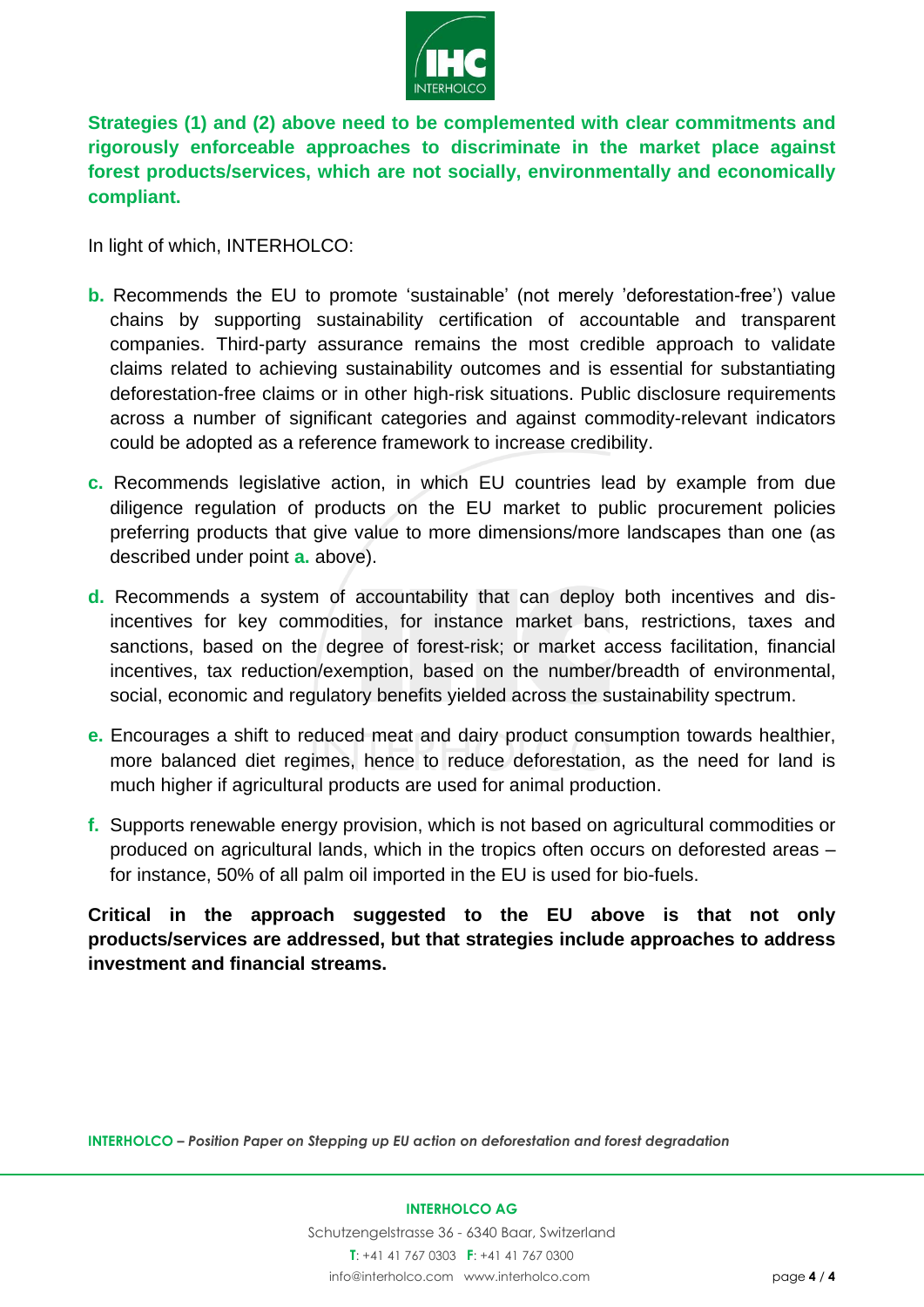**Strategies (1) and (2) above need to be complemented with clear commitments and rigorously enforceable approaches to discriminate in the market place against forest products/services, which are not socially, environmentally and economically compliant.**

In light of which, INTERHOLCO:

**b.** Recommends the EU to promote 'sustainable' (not merely 'deforestation-free') value chains by supporting sustainability certification of accountable and transparent companies. Third-party assurance remains the most credible approach to validate claims related to achieving sustainability outcomes and is essential for substantiating deforestation-free claims or in other high-risk situations. Public disclosure requirements across a number of significant categories and against commodity-relevant indicators could be adopted as a reference framework to increase credibility.

**c.** Recommends legislative action, in which EU countries lead by example from due diligence regulation of products on the EU market to public procurement policies preferring products that give value to more dimensions/more landscapes than one (as described under point **a.** above).

**d.** Recommends a system of accountability that can deploy both incentives and dis-incentives for key commodities, for instance market bans, restrictions, taxes and sanctions, based on the degree of forest-risk; or market access facilitation, financial incentives, tax reduction/exemption, based on the number/breadth of environmental, social, economic and regulatory benefits yielded across the sustainability spectrum.

**e.** Encourages a shift to reduced meat and dairy product consumption towards healthier, more balanced diet regimes, hence to reduce deforestation, as the need for land is much higher if agricultural products are used for animal production.

**f.** Supports renewable energy provision, which is not based on agricultural commodities or produced on agricultural lands, which in the tropics often occurs on deforested areas – for instance, 50% of all palm oil imported in the EU is used for bio-fuels.

**Critical in the approach suggested to the EU above is that not only products/services are addressed, but that strategies include approaches to address investment and financial streams.**